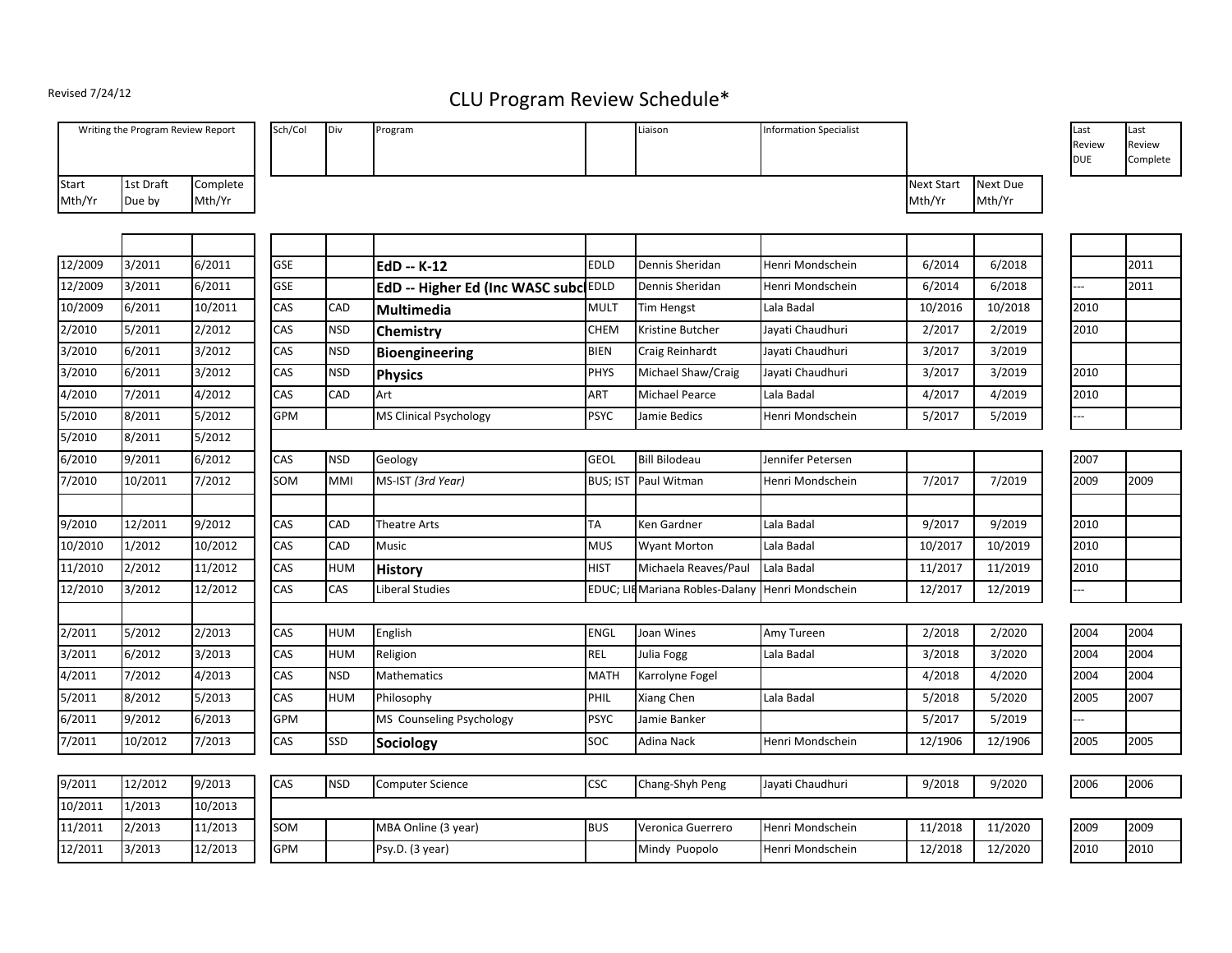Revised 7/24/12

# CLU Program Review Schedule*

| Writing the Program Review Report | | | Sch/Col | Div | Program | | Liaison | Information Specialist | | | Last Review DUE | Last Review Complete |
|---|---|---|---|---|---|---|---|---|---|---|---|---|
| Start Mth/Yr | 1st Draft Due by | Complete Mth/Yr | | | | | | | Next Start Mth/Yr | Next Due Mth/Yr | | |
| | | | | | | | | | | | | |
| 12/2009 | 3/2011 | 6/2011 | GSE | | **EdD -- K-12** | EDLD | Dennis Sheridan | Henri Mondschein | 6/2014 | 6/2018 | | 2011 |
| 12/2009 | 3/2011 | 6/2011 | GSE | | **EdD -- Higher Ed (Inc WASC subc** | EDLD | Dennis Sheridan | Henri Mondschein | 6/2014 | 6/2018 | --- | 2011 |
| 10/2009 | 6/2011 | 10/2011 | CAS | CAD | **Multimedia** | MULT | Tim Hengst | Lala Badal | 10/2016 | 10/2018 | 2010 | |
| 2/2010 | 5/2011 | 2/2012 | CAS | NSD | **Chemistry** | CHEM | Kristine Butcher | Jayati Chaudhuri | 2/2017 | 2/2019 | 2010 | |
| 3/2010 | 6/2011 | 3/2012 | CAS | NSD | **Bioengineering** | BIEN | Craig Reinhardt | Jayati Chaudhuri | 3/2017 | 3/2019 | | |
| 3/2010 | 6/2011 | 3/2012 | CAS | NSD | **Physics** | PHYS | Michael Shaw/Craig | Jayati Chaudhuri | 3/2017 | 3/2019 | 2010 | |
| 4/2010 | 7/2011 | 4/2012 | CAS | CAD | Art | ART | Michael Pearce | Lala Badal | 4/2017 | 4/2019 | 2010 | |
| 5/2010 | 8/2011 | 5/2012 | GPM | | MS Clinical Psychology | PSYC | Jamie Bedics | Henri Mondschein | 5/2017 | 5/2019 | --- | |
| 5/2010 | 8/2011 | 5/2012 | | | | | | | | | | |
| 6/2010 | 9/2011 | 6/2012 | CAS | NSD | Geology | GEOL | Bill Bilodeau | Jennifer Petersen | | | 2007 | |
| 7/2010 | 10/2011 | 7/2012 | SOM | MMI | MS-IST *(3rd Year)* | BUS; IST | Paul Witman | Henri Mondschein | 7/2017 | 7/2019 | 2009 | 2009 |
| | | | | | | | | | | | | |
| 9/2010 | 12/2011 | 9/2012 | CAS | CAD | Theatre Arts | TA | Ken Gardner | Lala Badal | 9/2017 | 9/2019 | 2010 | |
| 10/2010 | 1/2012 | 10/2012 | CAS | CAD | Music | MUS | Wyant Morton | Lala Badal | 10/2017 | 10/2019 | 2010 | |
| 11/2010 | 2/2012 | 11/2012 | CAS | HUM | **History** | HIST | Michaela Reaves/Paul | Lala Badal | 11/2017 | 11/2019 | 2010 | |
| 12/2010 | 3/2012 | 12/2012 | CAS | CAS | Liberal Studies | EDUC; LIB | Mariana Robles-Dalany | Henri Mondschein | 12/2017 | 12/2019 | --- | |
| | | | | | | | | | | | | |
| 2/2011 | 5/2012 | 2/2013 | CAS | HUM | English | ENGL | Joan Wines | Amy Tureen | 2/2018 | 2/2020 | 2004 | 2004 |
| 3/2011 | 6/2012 | 3/2013 | CAS | HUM | Religion | REL | Julia Fogg | Lala Badal | 3/2018 | 3/2020 | 2004 | 2004 |
| 4/2011 | 7/2012 | 4/2013 | CAS | NSD | Mathematics | MATH | Karrolyne Fogel | | 4/2018 | 4/2020 | 2004 | 2004 |
| 5/2011 | 8/2012 | 5/2013 | CAS | HUM | Philosophy | PHIL | Xiang Chen | Lala Badal | 5/2018 | 5/2020 | 2005 | 2007 |
| 6/2011 | 9/2012 | 6/2013 | GPM | | MS Counseling Psychology | PSYC | Jamie Banker | | 5/2017 | 5/2019 | --- | |
| 7/2011 | 10/2012 | 7/2013 | CAS | SSD | **Sociology** | SOC | Adina Nack | Henri Mondschein | 12/1906 | 12/1906 | 2005 | 2005 |
| | | | | | | | | | | | | |
| 9/2011 | 12/2012 | 9/2013 | CAS | NSD | Computer Science | CSC | Chang-Shyh Peng | Jayati Chaudhuri | 9/2018 | 9/2020 | 2006 | 2006 |
| 10/2011 | 1/2013 | 10/2013 | | | | | | | | | | |
| 11/2011 | 2/2013 | 11/2013 | SOM | | MBA Online (3 year) | BUS | Veronica Guerrero | Henri Mondschein | 11/2018 | 11/2020 | 2009 | 2009 |
| 12/2011 | 3/2013 | 12/2013 | GPM | | Psy.D. (3 year) | | Mindy Puopolo | Henri Mondschein | 12/2018 | 12/2020 | 2010 | 2010 |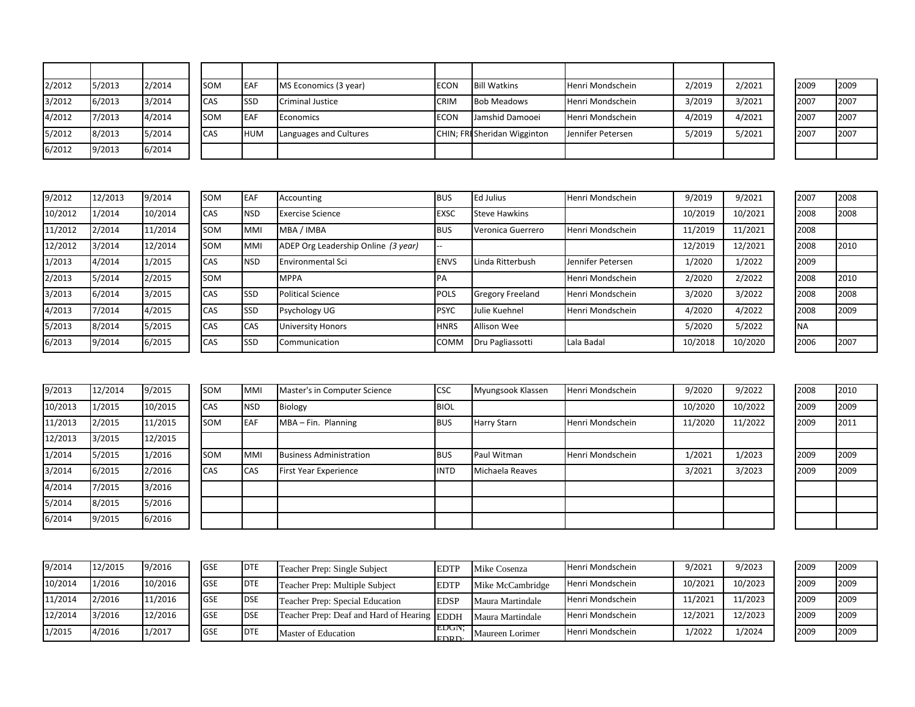| | | | | | | | | | | | | |
|---|---|---|---|---|---|---|---|---|---|---|---|---|
| 2/2012 | 5/2013 | 2/2014 | SOM | EAF | MS Economics (3 year) | ECON | Bill Watkins | Henri Mondschein | 2/2019 | 2/2021 | 2009 | 2009 |
| 3/2012 | 6/2013 | 3/2014 | CAS | SSD | Criminal Justice | CRIM | Bob Meadows | Henri Mondschein | 3/2019 | 3/2021 | 2007 | 2007 |
| 4/2012 | 7/2013 | 4/2014 | SOM | EAF | Economics | ECON | Jamshid Damooei | Henri Mondschein | 4/2019 | 4/2021 | 2007 | 2007 |
| 5/2012 | 8/2013 | 5/2014 | CAS | HUM | Languages and Cultures | CHIN; FRI | Sheridan Wigginton | Jennifer Petersen | 5/2019 | 5/2021 | 2007 | 2007 |
| 6/2012 | 9/2013 | 6/2014 | | | | | | | | | | |

| | | | | | | | | | | | | |
|---|---|---|---|---|---|---|---|---|---|---|---|---|
| 9/2012 | 12/2013 | 9/2014 | SOM | EAF | Accounting | BUS | Ed Julius | Henri Mondschein | 9/2019 | 9/2021 | 2007 | 2008 |
| 10/2012 | 1/2014 | 10/2014 | CAS | NSD | Exercise Science | EXSC | Steve Hawkins | | 10/2019 | 10/2021 | 2008 | 2008 |
| 11/2012 | 2/2014 | 11/2014 | SOM | MMI | MBA / IMBA | BUS | Veronica Guerrero | Henri Mondschein | 11/2019 | 11/2021 | 2008 | |
| 12/2012 | 3/2014 | 12/2014 | SOM | MMI | ADEP Org Leadership Online *(3 year)* | -- | | | 12/2019 | 12/2021 | 2008 | 2010 |
| 1/2013 | 4/2014 | 1/2015 | CAS | NSD | Environmental Sci | ENVS | Linda Ritterbush | Jennifer Petersen | 1/2020 | 1/2022 | 2009 | |
| 2/2013 | 5/2014 | 2/2015 | SOM | | MPPA | PA | | Henri Mondschein | 2/2020 | 2/2022 | 2008 | 2010 |
| 3/2013 | 6/2014 | 3/2015 | CAS | SSD | Political Science | POLS | Gregory Freeland | Henri Mondschein | 3/2020 | 3/2022 | 2008 | 2008 |
| 4/2013 | 7/2014 | 4/2015 | CAS | SSD | Psychology UG | PSYC | Julie Kuehnel | Henri Mondschein | 4/2020 | 4/2022 | 2008 | 2009 |
| 5/2013 | 8/2014 | 5/2015 | CAS | CAS | University Honors | HNRS | Allison Wee | | 5/2020 | 5/2022 | NA | |
| 6/2013 | 9/2014 | 6/2015 | CAS | SSD | Communication | COMM | Dru Pagliassotti | Lala Badal | 10/2018 | 10/2020 | 2006 | 2007 |

| | | | | | | | | | | | | |
|---|---|---|---|---|---|---|---|---|---|---|---|---|
| 9/2013 | 12/2014 | 9/2015 | SOM | MMI | Master's in Computer Science | CSC | Myungsook Klassen | Henri Mondschein | 9/2020 | 9/2022 | 2008 | 2010 |
| 10/2013 | 1/2015 | 10/2015 | CAS | NSD | Biology | BIOL | | | 10/2020 | 10/2022 | 2009 | 2009 |
| 11/2013 | 2/2015 | 11/2015 | SOM | EAF | MBA – Fin. Planning | BUS | Harry Starn | Henri Mondschein | 11/2020 | 11/2022 | 2009 | 2011 |
| 12/2013 | 3/2015 | 12/2015 | | | | | | | | | | |
| 1/2014 | 5/2015 | 1/2016 | SOM | MMI | Business Administration | BUS | Paul Witman | Henri Mondschein | 1/2021 | 1/2023 | 2009 | 2009 |
| 3/2014 | 6/2015 | 2/2016 | CAS | CAS | First Year Experience | INTD | Michaela Reaves | | 3/2021 | 3/2023 | 2009 | 2009 |
| 4/2014 | 7/2015 | 3/2016 | | | | | | | | | | |
| 5/2014 | 8/2015 | 5/2016 | | | | | | | | | | |
| 6/2014 | 9/2015 | 6/2016 | | | | | | | | | | |

| | | | | | | | | | | | | |
|---|---|---|---|---|---|---|---|---|---|---|---|---|
| 9/2014 | 12/2015 | 9/2016 | GSE | DTE | Teacher Prep: Single Subject | EDTP | Mike Cosenza | Henri Mondschein | 9/2021 | 9/2023 | 2009 | 2009 |
| 10/2014 | 1/2016 | 10/2016 | GSE | DTE | Teacher Prep: Multiple Subject | EDTP | Mike McCambridge | Henri Mondschein | 10/2021 | 10/2023 | 2009 | 2009 |
| 11/2014 | 2/2016 | 11/2016 | GSE | DSE | Teacher Prep: Special Education | EDSP | Maura Martindale | Henri Mondschein | 11/2021 | 11/2023 | 2009 | 2009 |
| 12/2014 | 3/2016 | 12/2016 | GSE | DSE | Teacher Prep: Deaf and Hard of Hearing | EDDH | Maura Martindale | Henri Mondschein | 12/2021 | 12/2023 | 2009 | 2009 |
| 1/2015 | 4/2016 | 1/2017 | GSE | DTE | Master of Education | EDGN; EDRD; | Maureen Lorimer | Henri Mondschein | 1/2022 | 1/2024 | 2009 | 2009 |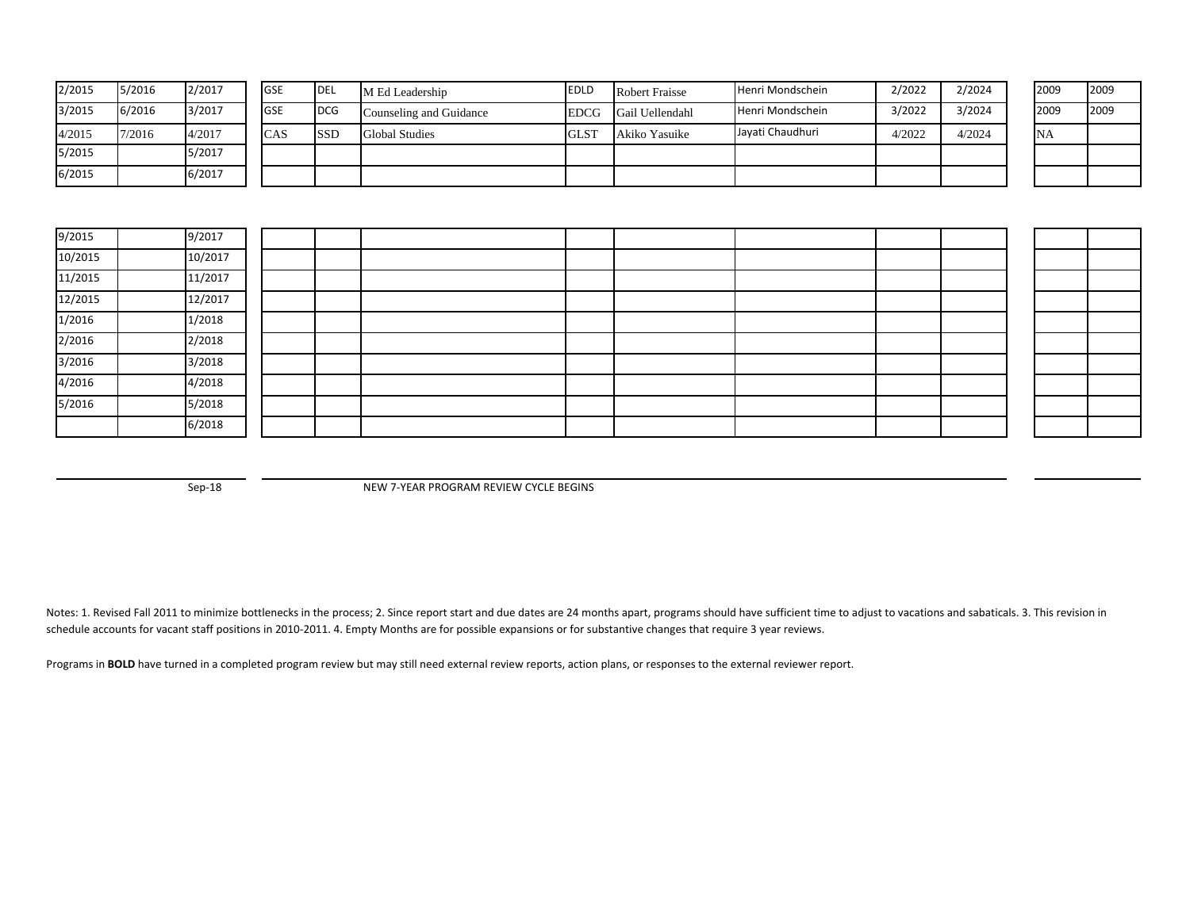| | | | | | | | | | | | | | |
|---|---|---|---|---|---|---|---|---|---|---|---|---|---|
| 2/2015 | 5/2016 | 2/2017 | GSE | DEL | M Ed Leadership | EDLD | Robert Fraisse | Henri Mondschein | 2/2022 | 2/2024 | 2009 | 2009 |
| 3/2015 | 6/2016 | 3/2017 | GSE | DCG | Counseling and Guidance | EDCG | Gail Uellendahl | Henri Mondschein | 3/2022 | 3/2024 | 2009 | 2009 |
| 4/2015 | 7/2016 | 4/2017 | CAS | SSD | Global Studies | GLST | Akiko Yasuike | Jayati Chaudhuri | 4/2022 | 4/2024 | NA | |
| 5/2015 | | 5/2017 | | | | | | | | | | |
| 6/2015 | | 6/2017 | | | | | | | | | | |
| 9/2015 | | 9/2017 | | | | | | | | | | |
| 10/2015 | | 10/2017 | | | | | | | | | | |
| 11/2015 | | 11/2017 | | | | | | | | | | |
| 12/2015 | | 12/2017 | | | | | | | | | | |
| 1/2016 | | 1/2018 | | | | | | | | | | |
| 2/2016 | | 2/2018 | | | | | | | | | | |
| 3/2016 | | 3/2018 | | | | | | | | | | |
| 4/2016 | | 4/2018 | | | | | | | | | | |
| 5/2016 | | 5/2018 | | | | | | | | | | |
| | | 6/2018 | | | | | | | | | | |

Sep-18 NEW 7-YEAR PROGRAM REVIEW CYCLE BEGINS

Notes: 1. Revised Fall 2011 to minimize bottlenecks in the process; 2. Since report start and due dates are 24 months apart, programs should have sufficient time to adjust to vacations and sabaticals. 3. This revision in schedule accounts for vacant staff positions in 2010-2011. 4. Empty Months are for possible expansions or for substantive changes that require 3 year reviews.

Programs in **BOLD** have turned in a completed program review but may still need external review reports, action plans, or responses to the external reviewer report.